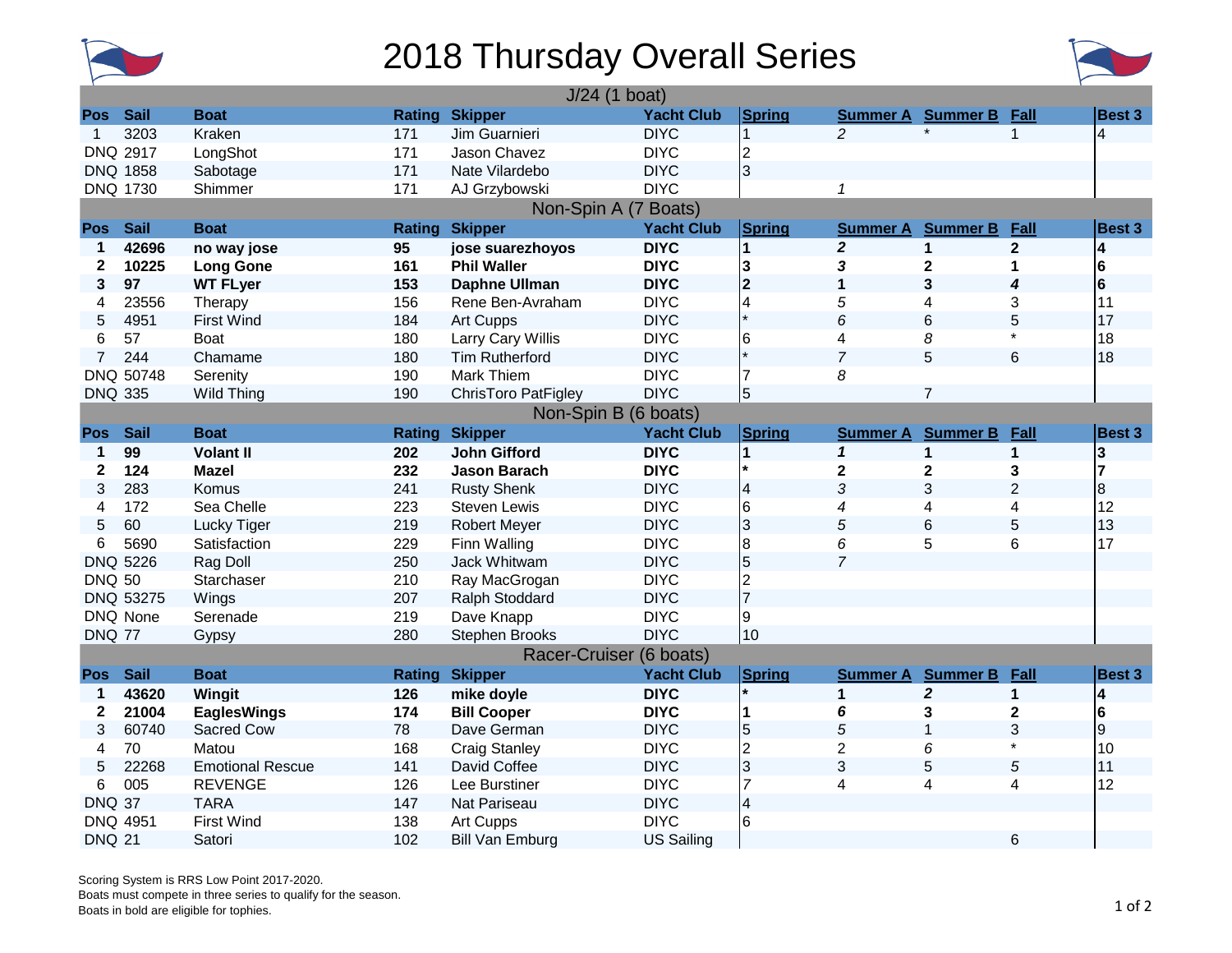# 2018 Thursday Overall Series

| Pos | Sail | Boat | Rating | Skipper | Yacht Club | Spring | Summer A | Summer B | Fall | Best 3 |
|---|---|---|---|---|---|---|---|---|---|---|
| **J/24 (1 boat)** | | | | | | | | | | |
| 1 | 3203 | Kraken | 171 | Jim Guarnieri | DIYC | 1 | *2* | * | 1 | 4 |
| DNQ | 2917 | LongShot | 171 | Jason Chavez | DIYC | 2 | | | | |
| DNQ | 1858 | Sabotage | 171 | Nate Vilardebo | DIYC | 3 | | | | |
| DNQ | 1730 | Shimmer | 171 | AJ Grzybowski | DIYC | | *1* | | | |
| **Non-Spin A (7 Boats)** | | | | | | | | | | |
| **1** | **42696** | **no way jose** | **95** | **jose suarezhoyos** | **DIYC** | **1** | ***2*** | **1** | **2** | **4** |
| **2** | **10225** | **Long Gone** | **161** | **Phil Waller** | **DIYC** | **3** | ***3*** | **2** | **1** | **6** |
| **3** | **97** | **WT FLyer** | **153** | **Daphne Ullman** | **DIYC** | **2** | **1** | **3** | ***4*** | **6** |
| 4 | 23556 | Therapy | 156 | Rene Ben-Avraham | DIYC | 4 | *5* | 4 | 3 | 11 |
| 5 | 4951 | First Wind | 184 | Art Cupps | DIYC | * | *6* | 6 | 5 | 17 |
| 6 | 57 | Boat | 180 | Larry Cary Willis | DIYC | 6 | 4 | *8* | * | 18 |
| 7 | 244 | Chamame | 180 | Tim Rutherford | DIYC | * | *7* | 5 | 6 | 18 |
| DNQ | 50748 | Serenity | 190 | Mark Thiem | DIYC | 7 | *8* | | | |
| DNQ | 335 | Wild Thing | 190 | ChrisToro PatFigley | DIYC | 5 | | 7 | | |
| **Non-Spin B (6 boats)** | | | | | | | | | | |
| **1** | **99** | **Volant II** | **202** | **John Gifford** | **DIYC** | **1** | ***1*** | **1** | **1** | **3** |
| **2** | **124** | **Mazel** | **232** | **Jason Barach** | **DIYC** | ***** | **2** | **2** | **3** | **7** |
| 3 | 283 | Komus | 241 | Rusty Shenk | DIYC | 4 | *3* | 3 | 2 | 8 |
| 4 | 172 | Sea Chelle | 223 | Steven Lewis | DIYC | 6 | *4* | 4 | 4 | 12 |
| 5 | 60 | Lucky Tiger | 219 | Robert Meyer | DIYC | 3 | *5* | 6 | 5 | 13 |
| 6 | 5690 | Satisfaction | 229 | Finn Walling | DIYC | 8 | *6* | 5 | 6 | 17 |
| DNQ | 5226 | Rag Doll | 250 | Jack Whitwam | DIYC | 5 | *7* | | | |
| DNQ | 50 | Starchaser | 210 | Ray MacGrogan | DIYC | 2 | | | | |
| DNQ | 53275 | Wings | 207 | Ralph Stoddard | DIYC | 7 | | | | |
| DNQ | None | Serenade | 219 | Dave Knapp | DIYC | 9 | | | | |
| DNQ | 77 | Gypsy | 280 | Stephen Brooks | DIYC | 10 | | | | |
| **Racer-Cruiser (6 boats)** | | | | | | | | | | |
| **1** | **43620** | **Wingit** | **126** | **mike doyle** | **DIYC** | ***** | **1** | ***2*** | **1** | **4** |
| **2** | **21004** | **EaglesWings** | **174** | **Bill Cooper** | **DIYC** | **1** | ***6*** | **3** | **2** | **6** |
| 3 | 60740 | Sacred Cow | 78 | Dave German | DIYC | 5 | *5* | 1 | 3 | 9 |
| 4 | 70 | Matou | 168 | Craig Stanley | DIYC | 2 | 2 | *6* | * | 10 |
| 5 | 22268 | Emotional Rescue | 141 | David Coffee | DIYC | 3 | 3 | 5 | *5* | 11 |
| 6 | 005 | REVENGE | 126 | Lee Burstiner | DIYC | 7 | 4 | 4 | 4 | 12 |
| DNQ | 37 | TARA | 147 | Nat Pariseau | DIYC | 4 | | | | |
| DNQ | 4951 | First Wind | 138 | Art Cupps | DIYC | 6 | | | | |
| DNQ | 21 | Satori | 102 | Bill Van Emburg | US Sailing | | | | 6 | |

Scoring System is RRS Low Point 2017-2020.
Boats must compete in three series to qualify for the season.
Boats in bold are eligible for tophies.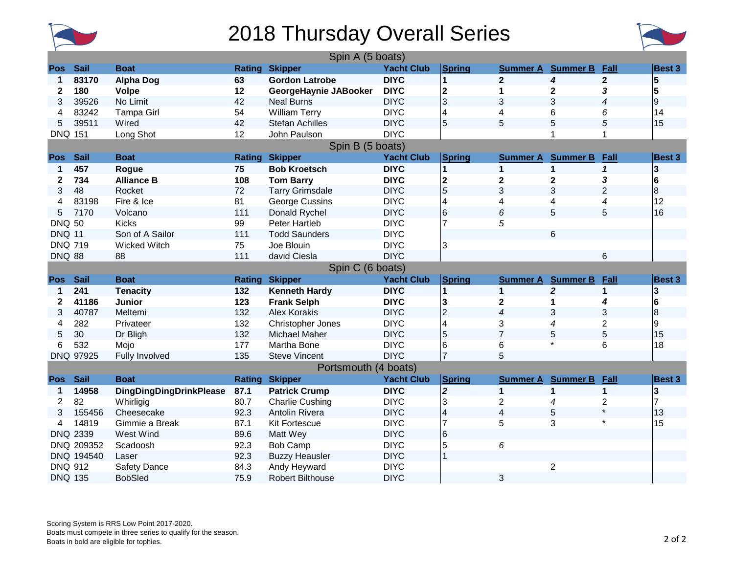# 2018 Thursday Overall Series

| Spin A (5 boats) | | | | | | | | | | |
|---|---|---|---|---|---|---|---|---|---|---|
| **Pos** | **Sail** | **Boat** | **Rating** | **Skipper** | **Yacht Club** | **Spring** | **Summer A** | **Summer B** | **Fall** | **Best 3** |
| **1** | **83170** | **Alpha Dog** | **63** | **Gordon Latrobe** | **DIYC** | **1** | **2** | ***4*** | **2** | **5** |
| **2** | **180** | **Volpe** | **12** | **GeorgeHaynie JABooker** | **DIYC** | **2** | **1** | **2** | ***3*** | **5** |
| 3 | 39526 | No Limit | 42 | Neal Burns | DIYC | 3 | 3 | 3 | *4* | 9 |
| 4 | 83242 | Tampa Girl | 54 | William Terry | DIYC | 4 | 4 | 6 | *6* | 14 |
| 5 | 39511 | Wired | 42 | Stefan Achilles | DIYC | 5 | 5 | 5 | *5* | 15 |
| DNQ | 151 | Long Shot | 12 | John Paulson | DIYC | | | 1 | 1 | |

| Spin B (5 boats) | | | | | | | | | | |
|---|---|---|---|---|---|---|---|---|---|---|
| **Pos** | **Sail** | **Boat** | **Rating** | **Skipper** | **Yacht Club** | **Spring** | **Summer A** | **Summer B** | **Fall** | **Best 3** |
| **1** | **457** | **Rogue** | **75** | **Bob Kroetsch** | **DIYC** | **1** | **1** | **1** | ***1*** | **3** |
| **2** | **734** | **Alliance B** | **108** | **Tom Barry** | **DIYC** | **2** | **2** | **2** | ***3*** | **6** |
| 3 | 48 | Rocket | 72 | Tarry Grimsdale | DIYC | *5* | 3 | 3 | 2 | 8 |
| 4 | 83198 | Fire & Ice | 81 | George Cussins | DIYC | 4 | 4 | 4 | *4* | 12 |
| 5 | 7170 | Volcano | 111 | Donald Rychel | DIYC | 6 | *6* | 5 | 5 | 16 |
| DNQ | 50 | Kicks | 99 | Peter Hartleb | DIYC | 7 | 5 | | | |
| DNQ | 11 | Son of A Sailor | 111 | Todd Saunders | DIYC | | | 6 | | |
| DNQ | 719 | Wicked Witch | 75 | Joe Blouin | DIYC | 3 | | | | |
| DNQ | 88 | 88 | 111 | david Ciesla | DIYC | | | | 6 | |

| Spin C (6 boats) | | | | | | | | | | |
|---|---|---|---|---|---|---|---|---|---|---|
| **Pos** | **Sail** | **Boat** | **Rating** | **Skipper** | **Yacht Club** | **Spring** | **Summer A** | **Summer B** | **Fall** | **Best 3** |
| **1** | **241** | **Tenacity** | **132** | **Kenneth Hardy** | **DIYC** | **1** | **1** | ***2*** | **1** | **3** |
| **2** | **41186** | **Junior** | **123** | **Frank Selph** | **DIYC** | **3** | **2** | **1** | ***4*** | **6** |
| 3 | 40787 | Meltemi | 132 | Alex Korakis | DIYC | 2 | *4* | 3 | 3 | 8 |
| 4 | 282 | Privateer | 132 | Christopher Jones | DIYC | 4 | 3 | *4* | 2 | 9 |
| 5 | 30 | Dr Bligh | 132 | Michael Maher | DIYC | 5 | 7 | 5 | 5 | 15 |
| 6 | 532 | Mojo | 177 | Martha Bone | DIYC | 6 | 6 | * | 6 | 18 |
| DNQ | 97925 | Fully Involved | 135 | Steve Vincent | DIYC | 7 | 5 | | | |

| Portsmouth (4 boats) | | | | | | | | | | |
|---|---|---|---|---|---|---|---|---|---|---|
| **Pos** | **Sail** | **Boat** | **Rating** | **Skipper** | **Yacht Club** | **Spring** | **Summer A** | **Summer B** | **Fall** | **Best 3** |
| **1** | **14958** | **DingDingDingDrinkPlease** | **87.1** | **Patrick Crump** | **DIYC** | ***2*** | **1** | **1** | **1** | **3** |
| 2 | 82 | Whirligig | 80.7 | Charlie Cushing | DIYC | 3 | 2 | *4* | 2 | 7 |
| 3 | 155456 | Cheesecake | 92.3 | Antolin Rivera | DIYC | 4 | 4 | 5 | * | 13 |
| 4 | 14819 | Gimmie a Break | 87.1 | Kit Fortescue | DIYC | 7 | 5 | 3 | * | 15 |
| DNQ | 2339 | West Wind | 89.6 | Matt Wey | DIYC | 6 | | | | |
| DNQ | 209352 | Scadoosh | 92.3 | Bob Camp | DIYC | 5 | *6* | | | |
| DNQ | 194540 | Laser | 92.3 | Buzzy Heausler | DIYC | 1 | | | | |
| DNQ | 912 | Safety Dance | 84.3 | Andy Heyward | DIYC | | | 2 | | |
| DNQ | 135 | BobSled | 75.9 | Robert Bilthouse | DIYC | | 3 | | | |

Scoring System is RRS Low Point 2017-2020.
Boats must compete in three series to qualify for the season.
Boats in bold are eligible for tophies.